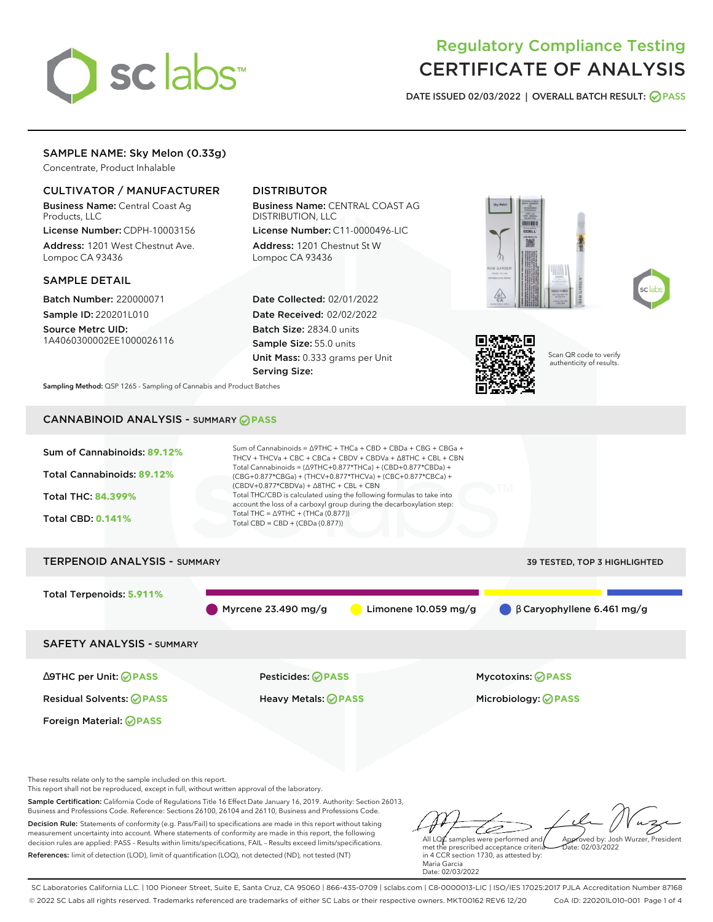# Regulatory Compliance Testing
# CERTIFICATE OF ANALYSIS

**DATE ISSUED 02/03/2022 | OVERALL BATCH RESULT: PASS**

## SAMPLE NAME: Sky Melon (0.33g)

Concentrate, Product Inhalable

### CULTIVATOR / MANUFACTURER

**Business Name:** Central Coast Ag Products, LLC

**License Number:** CDPH-10003156

**Address:** 1201 West Chestnut Ave. Lompoc CA 93436

### DISTRIBUTOR

**Business Name:** CENTRAL COAST AG DISTRIBUTION, LLC

**License Number:** C11-0000496-LIC

**Address:** 1201 Chestnut St W Lompoc CA 93436

### SAMPLE DETAIL

**Batch Number:** 220000071

**Sample ID:** 220201L010

**Source Metrc UID:** 1A4060300002EE1000026116

**Date Collected:** 02/01/2022

**Date Received:** 02/02/2022

**Batch Size:** 2834.0 units

**Sample Size:** 55.0 units

**Unit Mass:** 0.333 grams per Unit

**Serving Size:**

Scan QR code to verify authenticity of results.

**Sampling Method:** QSP 1265 - Sampling of Cannabis and Product Batches

## CANNABINOID ANALYSIS - SUMMARY PASS

**Sum of Cannabinoids:** 89.12%

**Total Cannabinoids:** 89.12%

**Total THC:** 84.399%

**Total CBD:** 0.141%

Sum of Cannabinoids = Δ9THC + THCa + CBD + CBDa + CBG + CBGa + THCV + THCVa + CBC + CBCa + CBDV + CBDVa + Δ8THC + CBL + CBN

Total Cannabinoids = (Δ9THC+0.877*THCa) + (CBD+0.877*CBDa) + (CBG+0.877*CBGa) + (THCV+0.877*THCVa) + (CBC+0.877*CBCa) + (CBDV+0.877*CBDVa) + Δ8THC + CBL + CBN

Total THC/CBD is calculated using the following formulas to take into account the loss of a carboxyl group during the decarboxylation step:

Total THC = Δ9THC + (THCa (0.877))

Total CBD = CBD + (CBDa (0.877))

## TERPENOID ANALYSIS - SUMMARY

39 TESTED, TOP 3 HIGHLIGHTED

**Total Terpenoids:** 5.911%

- Myrcene 23.490 mg/g
- Limonene 10.059 mg/g
- β Caryophyllene 6.461 mg/g

## SAFETY ANALYSIS - SUMMARY

| | | |
|---|---|---|
| Δ9THC per Unit: PASS | Pesticides: PASS | Mycotoxins: PASS |
| Residual Solvents: PASS | Heavy Metals: PASS | Microbiology: PASS |
| Foreign Material: PASS | | |

These results relate only to the sample included on this report.
This report shall not be reproduced, except in full, without written approval of the laboratory.

**Sample Certification:** California Code of Regulations Title 16 Effect Date January 16, 2019. Authority: Section 26013, Business and Professions Code. Reference: Sections 26100, 26104 and 26110, Business and Professions Code.

**Decision Rule:** Statements of conformity (e.g. Pass/Fail) to specifications are made in this report without taking measurement uncertainty into account. Where statements of conformity are made in this report, the following decision rules are applied: PASS – Results within limits/specifications, FAIL – Results exceed limits/specifications.

**References:** limit of detection (LOD), limit of quantification (LOQ), not detected (ND), not tested (NT)

All LQC samples were performed and met the prescribed acceptance criteria in 4 CCR section 1730, as attested by: Maria Garcia
Date: 02/03/2022

Approved by: Josh Wurzer, President
Date: 02/03/2022

SC Laboratories California LLC. | 100 Pioneer Street, Suite E, Santa Cruz, CA 95060 | 866-435-0709 | sclabs.com | C8-0000013-LIC | ISO/IES 17025:2017 PJLA Accreditation Number 87168
© 2022 SC Labs all rights reserved. Trademarks referenced are trademarks of either SC Labs or their respective owners. MKT00162 REV6 12/20 CoA ID: 220201L010-001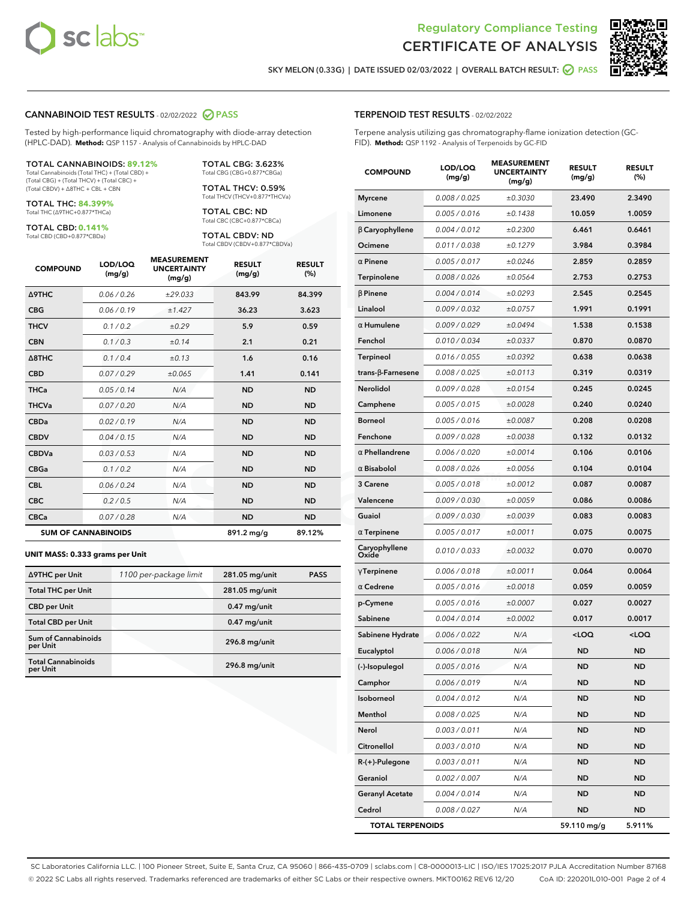Regulatory Compliance Testing
CERTIFICATE OF ANALYSIS

SKY MELON (0.33G) | DATE ISSUED 02/03/2022 | OVERALL BATCH RESULT: PASS

## CANNABINOID TEST RESULTS - 02/02/2022 PASS

Tested by high-performance liquid chromatography with diode-array detection (HPLC-DAD). **Method:** QSP 1157 - Analysis of Cannabinoids by HPLC-DAD

**TOTAL CANNABINOIDS: 89.12%**
Total Cannabinoids (Total THC) + (Total CBD) + (Total CBG) + (Total THCV) + (Total CBC) + (Total CBDV) + Δ8THC + CBL + CBN

**TOTAL THC: 84.399%**
Total THC (Δ9THC+0.877*THCa)

**TOTAL CBD: 0.141%**
Total CBD (CBD+0.877*CBDa)

**TOTAL CBG: 3.623%**
Total CBG (CBG+0.877*CBGa)

**TOTAL THCV: 0.59%**
Total THCV (THCV+0.877*THCVa)

**TOTAL CBC: ND**
Total CBC (CBC+0.877*CBCa)

**TOTAL CBDV: ND**
Total CBDV (CBDV+0.877*CBDVa)

| COMPOUND | LOD/LOQ (mg/g) | MEASUREMENT UNCERTAINTY (mg/g) | RESULT (mg/g) | RESULT (%) |
|---|---|---|---|---|
| Δ9THC | 0.06 / 0.26 | ±29.033 | 843.99 | 84.399 |
| CBG | 0.06 / 0.19 | ±1.427 | 36.23 | 3.623 |
| THCV | 0.1 / 0.2 | ±0.29 | 5.9 | 0.59 |
| CBN | 0.1 / 0.3 | ±0.14 | 2.1 | 0.21 |
| Δ8THC | 0.1 / 0.4 | ±0.13 | 1.6 | 0.16 |
| CBD | 0.07 / 0.29 | ±0.065 | 1.41 | 0.141 |
| THCa | 0.05 / 0.14 | N/A | ND | ND |
| THCVa | 0.07 / 0.20 | N/A | ND | ND |
| CBDa | 0.02 / 0.19 | N/A | ND | ND |
| CBDV | 0.04 / 0.15 | N/A | ND | ND |
| CBDVa | 0.03 / 0.53 | N/A | ND | ND |
| CBGa | 0.1 / 0.2 | N/A | ND | ND |
| CBL | 0.06 / 0.24 | N/A | ND | ND |
| CBC | 0.2 / 0.5 | N/A | ND | ND |
| CBCa | 0.07 / 0.28 | N/A | ND | ND |
| **SUM OF CANNABINOIDS** | | | 891.2 mg/g | 89.12% |

**UNIT MASS: 0.333 grams per Unit**

| | | | |
|---|---|---|---|
| Δ9THC per Unit | 1100 per-package limit | 281.05 mg/unit | PASS |
| Total THC per Unit | | 281.05 mg/unit | |
| CBD per Unit | | 0.47 mg/unit | |
| Total CBD per Unit | | 0.47 mg/unit | |
| Sum of Cannabinoids per Unit | | 296.8 mg/unit | |
| Total Cannabinoids per Unit | | 296.8 mg/unit | |

## TERPENOID TEST RESULTS - 02/02/2022

Terpene analysis utilizing gas chromatography-flame ionization detection (GC-FID). **Method:** QSP 1192 - Analysis of Terpenoids by GC-FID

| COMPOUND | LOD/LOQ (mg/g) | MEASUREMENT UNCERTAINTY (mg/g) | RESULT (mg/g) | RESULT (%) |
|---|---|---|---|---|
| Myrcene | 0.008 / 0.025 | ±0.3030 | 23.490 | 2.3490 |
| Limonene | 0.005 / 0.016 | ±0.1438 | 10.059 | 1.0059 |
| β Caryophyllene | 0.004 / 0.012 | ±0.2300 | 6.461 | 0.6461 |
| Ocimene | 0.011 / 0.038 | ±0.1279 | 3.984 | 0.3984 |
| α Pinene | 0.005 / 0.017 | ±0.0246 | 2.859 | 0.2859 |
| Terpinolene | 0.008 / 0.026 | ±0.0564 | 2.753 | 0.2753 |
| β Pinene | 0.004 / 0.014 | ±0.0293 | 2.545 | 0.2545 |
| Linalool | 0.009 / 0.032 | ±0.0757 | 1.991 | 0.1991 |
| α Humulene | 0.009 / 0.029 | ±0.0494 | 1.538 | 0.1538 |
| Fenchol | 0.010 / 0.034 | ±0.0337 | 0.870 | 0.0870 |
| Terpineol | 0.016 / 0.055 | ±0.0392 | 0.638 | 0.0638 |
| trans-β-Farnesene | 0.008 / 0.025 | ±0.0113 | 0.319 | 0.0319 |
| Nerolidol | 0.009 / 0.028 | ±0.0154 | 0.245 | 0.0245 |
| Camphene | 0.005 / 0.015 | ±0.0028 | 0.240 | 0.0240 |
| Borneol | 0.005 / 0.016 | ±0.0087 | 0.208 | 0.0208 |
| Fenchone | 0.009 / 0.028 | ±0.0038 | 0.132 | 0.0132 |
| α Phellandrene | 0.006 / 0.020 | ±0.0014 | 0.106 | 0.0106 |
| α Bisabolol | 0.008 / 0.026 | ±0.0056 | 0.104 | 0.0104 |
| 3 Carene | 0.005 / 0.018 | ±0.0012 | 0.087 | 0.0087 |
| Valencene | 0.009 / 0.030 | ±0.0059 | 0.086 | 0.0086 |
| Guaiol | 0.009 / 0.030 | ±0.0039 | 0.083 | 0.0083 |
| α Terpinene | 0.005 / 0.017 | ±0.0011 | 0.075 | 0.0075 |
| Caryophyllene Oxide | 0.010 / 0.033 | ±0.0032 | 0.070 | 0.0070 |
| γTerpinene | 0.006 / 0.018 | ±0.0011 | 0.064 | 0.0064 |
| α Cedrene | 0.005 / 0.016 | ±0.0018 | 0.059 | 0.0059 |
| p-Cymene | 0.005 / 0.016 | ±0.0007 | 0.027 | 0.0027 |
| Sabinene | 0.004 / 0.014 | ±0.0002 | 0.017 | 0.0017 |
| Sabinene Hydrate | 0.006 / 0.022 | N/A | <LOQ | <LOQ |
| Eucalyptol | 0.006 / 0.018 | N/A | ND | ND |
| (-)-Isopulegol | 0.005 / 0.016 | N/A | ND | ND |
| Camphor | 0.006 / 0.019 | N/A | ND | ND |
| Isoborneol | 0.004 / 0.012 | N/A | ND | ND |
| Menthol | 0.008 / 0.025 | N/A | ND | ND |
| Nerol | 0.003 / 0.011 | N/A | ND | ND |
| Citronellol | 0.003 / 0.010 | N/A | ND | ND |
| R-(+)-Pulegone | 0.003 / 0.011 | N/A | ND | ND |
| Geraniol | 0.002 / 0.007 | N/A | ND | ND |
| Geranyl Acetate | 0.004 / 0.014 | N/A | ND | ND |
| Cedrol | 0.008 / 0.027 | N/A | ND | ND |
| **TOTAL TERPENOIDS** | | | 59.110 mg/g | 5.911% |

SC Laboratories California LLC. | 100 Pioneer Street, Suite E, Santa Cruz, CA 95060 | 866-435-0709 | sclabs.com | C8-0000013-LIC | ISO/IES 17025:2017 PJLA Accreditation Number 87168
© 2022 SC Labs all rights reserved. Trademarks referenced are trademarks of either SC Labs or their respective owners. MKT00162 REV6 12/20 CoA ID: 220201L010-001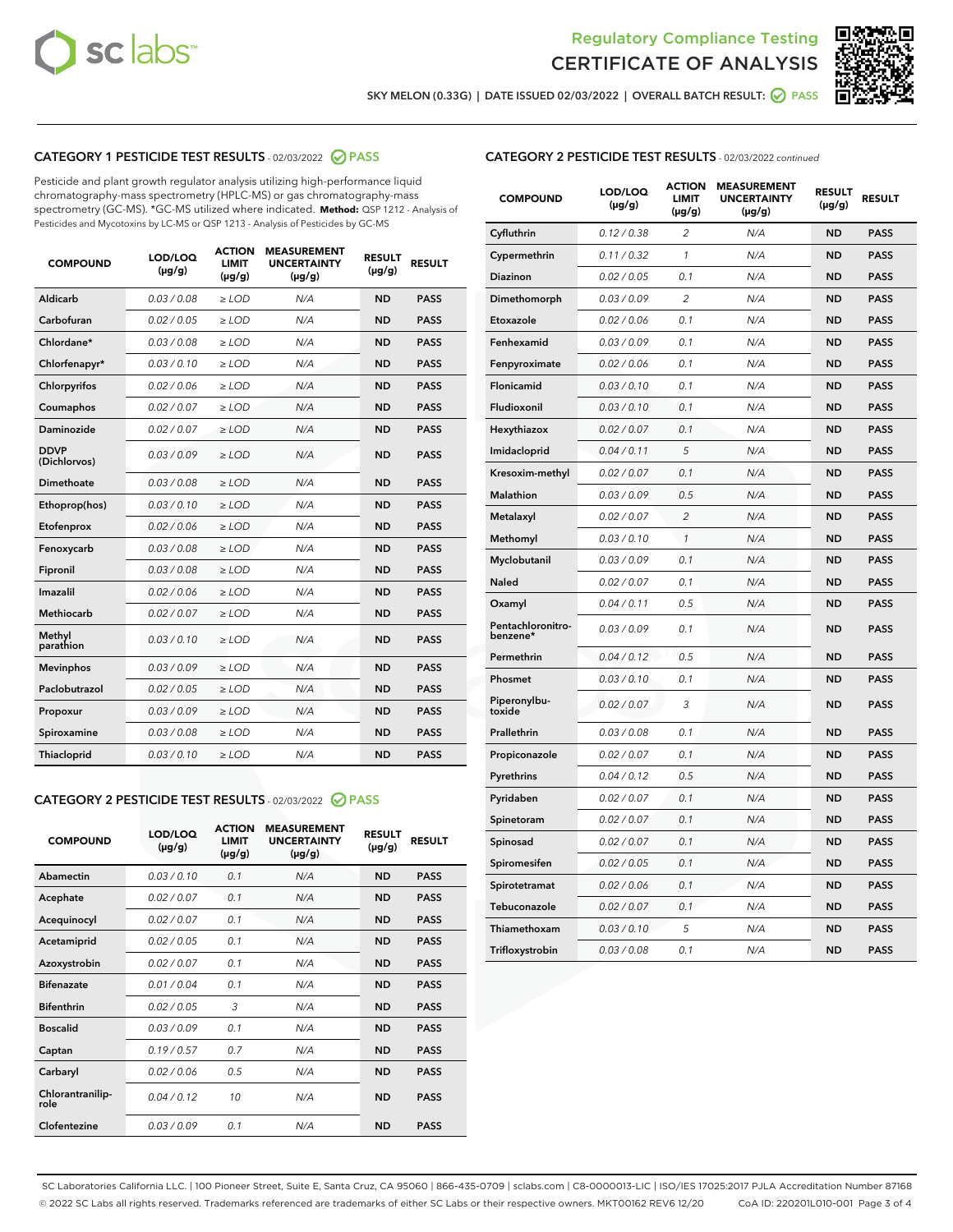Regulatory Compliance Testing

# CERTIFICATE OF ANALYSIS

SKY MELON (0.33G) | DATE ISSUED 02/03/2022 | OVERALL BATCH RESULT: PASS

## CATEGORY 1 PESTICIDE TEST RESULTS - 02/03/2022 PASS

Pesticide and plant growth regulator analysis utilizing high-performance liquid chromatography-mass spectrometry (HPLC-MS) or gas chromatography-mass spectrometry (GC-MS). *GC-MS utilized where indicated. **Method:** QSP 1212 - Analysis of Pesticides and Mycotoxins by LC-MS or QSP 1213 - Analysis of Pesticides by GC-MS

| COMPOUND | LOD/LOQ (µg/g) | ACTION LIMIT (µg/g) | MEASUREMENT UNCERTAINTY (µg/g) | RESULT (µg/g) | RESULT |
|---|---|---|---|---|---|
| Aldicarb | 0.03 / 0.08 | ≥ LOD | N/A | ND | PASS |
| Carbofuran | 0.02 / 0.05 | ≥ LOD | N/A | ND | PASS |
| Chlordane* | 0.03 / 0.08 | ≥ LOD | N/A | ND | PASS |
| Chlorfenapyr* | 0.03 / 0.10 | ≥ LOD | N/A | ND | PASS |
| Chlorpyrifos | 0.02 / 0.06 | ≥ LOD | N/A | ND | PASS |
| Coumaphos | 0.02 / 0.07 | ≥ LOD | N/A | ND | PASS |
| Daminozide | 0.02 / 0.07 | ≥ LOD | N/A | ND | PASS |
| DDVP (Dichlorvos) | 0.03 / 0.09 | ≥ LOD | N/A | ND | PASS |
| Dimethoate | 0.03 / 0.08 | ≥ LOD | N/A | ND | PASS |
| Ethoprop(hos) | 0.03 / 0.10 | ≥ LOD | N/A | ND | PASS |
| Etofenprox | 0.02 / 0.06 | ≥ LOD | N/A | ND | PASS |
| Fenoxycarb | 0.03 / 0.08 | ≥ LOD | N/A | ND | PASS |
| Fipronil | 0.03 / 0.08 | ≥ LOD | N/A | ND | PASS |
| Imazalil | 0.02 / 0.06 | ≥ LOD | N/A | ND | PASS |
| Methiocarb | 0.02 / 0.07 | ≥ LOD | N/A | ND | PASS |
| Methyl parathion | 0.03 / 0.10 | ≥ LOD | N/A | ND | PASS |
| Mevinphos | 0.03 / 0.09 | ≥ LOD | N/A | ND | PASS |
| Paclobutrazol | 0.02 / 0.05 | ≥ LOD | N/A | ND | PASS |
| Propoxur | 0.03 / 0.09 | ≥ LOD | N/A | ND | PASS |
| Spiroxamine | 0.03 / 0.08 | ≥ LOD | N/A | ND | PASS |
| Thiacloprid | 0.03 / 0.10 | ≥ LOD | N/A | ND | PASS |

## CATEGORY 2 PESTICIDE TEST RESULTS - 02/03/2022 PASS

| COMPOUND | LOD/LOQ (µg/g) | ACTION LIMIT (µg/g) | MEASUREMENT UNCERTAINTY (µg/g) | RESULT (µg/g) | RESULT |
|---|---|---|---|---|---|
| Abamectin | 0.03 / 0.10 | 0.1 | N/A | ND | PASS |
| Acephate | 0.02 / 0.07 | 0.1 | N/A | ND | PASS |
| Acequinocyl | 0.02 / 0.07 | 0.1 | N/A | ND | PASS |
| Acetamiprid | 0.02 / 0.05 | 0.1 | N/A | ND | PASS |
| Azoxystrobin | 0.02 / 0.07 | 0.1 | N/A | ND | PASS |
| Bifenazate | 0.01 / 0.04 | 0.1 | N/A | ND | PASS |
| Bifenthrin | 0.02 / 0.05 | 3 | N/A | ND | PASS |
| Boscalid | 0.03 / 0.09 | 0.1 | N/A | ND | PASS |
| Captan | 0.19 / 0.57 | 0.7 | N/A | ND | PASS |
| Carbaryl | 0.02 / 0.06 | 0.5 | N/A | ND | PASS |
| Chlorantraniliprole | 0.04 / 0.12 | 10 | N/A | ND | PASS |
| Clofentezine | 0.03 / 0.09 | 0.1 | N/A | ND | PASS |
| Cyfluthrin | 0.12 / 0.38 | 2 | N/A | ND | PASS |
| Cypermethrin | 0.11 / 0.32 | 1 | N/A | ND | PASS |
| Diazinon | 0.02 / 0.05 | 0.1 | N/A | ND | PASS |
| Dimethomorph | 0.03 / 0.09 | 2 | N/A | ND | PASS |
| Etoxazole | 0.02 / 0.06 | 0.1 | N/A | ND | PASS |
| Fenhexamid | 0.03 / 0.09 | 0.1 | N/A | ND | PASS |
| Fenpyroximate | 0.02 / 0.06 | 0.1 | N/A | ND | PASS |
| Flonicamid | 0.03 / 0.10 | 0.1 | N/A | ND | PASS |
| Fludioxonil | 0.03 / 0.10 | 0.1 | N/A | ND | PASS |
| Hexythiazox | 0.02 / 0.07 | 0.1 | N/A | ND | PASS |
| Imidacloprid | 0.04 / 0.11 | 5 | N/A | ND | PASS |
| Kresoxim-methyl | 0.02 / 0.07 | 0.1 | N/A | ND | PASS |
| Malathion | 0.03 / 0.09 | 0.5 | N/A | ND | PASS |
| Metalaxyl | 0.02 / 0.07 | 2 | N/A | ND | PASS |
| Methomyl | 0.03 / 0.10 | 1 | N/A | ND | PASS |
| Myclobutanil | 0.03 / 0.09 | 0.1 | N/A | ND | PASS |
| Naled | 0.02 / 0.07 | 0.1 | N/A | ND | PASS |
| Oxamyl | 0.04 / 0.11 | 0.5 | N/A | ND | PASS |
| Pentachloronitrobenzene* | 0.03 / 0.09 | 0.1 | N/A | ND | PASS |
| Permethrin | 0.04 / 0.12 | 0.5 | N/A | ND | PASS |
| Phosmet | 0.03 / 0.10 | 0.1 | N/A | ND | PASS |
| Piperonylbutoxide | 0.02 / 0.07 | 3 | N/A | ND | PASS |
| Prallethrin | 0.03 / 0.08 | 0.1 | N/A | ND | PASS |
| Propiconazole | 0.02 / 0.07 | 0.1 | N/A | ND | PASS |
| Pyrethrins | 0.04 / 0.12 | 0.5 | N/A | ND | PASS |
| Pyridaben | 0.02 / 0.07 | 0.1 | N/A | ND | PASS |
| Spinetoram | 0.02 / 0.07 | 0.1 | N/A | ND | PASS |
| Spinosad | 0.02 / 0.07 | 0.1 | N/A | ND | PASS |
| Spiromesifen | 0.02 / 0.05 | 0.1 | N/A | ND | PASS |
| Spirotetramat | 0.02 / 0.06 | 0.1 | N/A | ND | PASS |
| Tebuconazole | 0.02 / 0.07 | 0.1 | N/A | ND | PASS |
| Thiamethoxam | 0.03 / 0.10 | 5 | N/A | ND | PASS |
| Trifloxystrobin | 0.03 / 0.08 | 0.1 | N/A | ND | PASS |

SC Laboratories California LLC. | 100 Pioneer Street, Suite E, Santa Cruz, CA 95060 | 866-435-0709 | sclabs.com | C8-0000013-LIC | ISO/IES 17025:2017 PJLA Accreditation Number 87168
© 2022 SC Labs all rights reserved. Trademarks referenced are trademarks of either SC Labs or their respective owners. MKT00162 REV6 12/20 CoA ID: 220201L010-001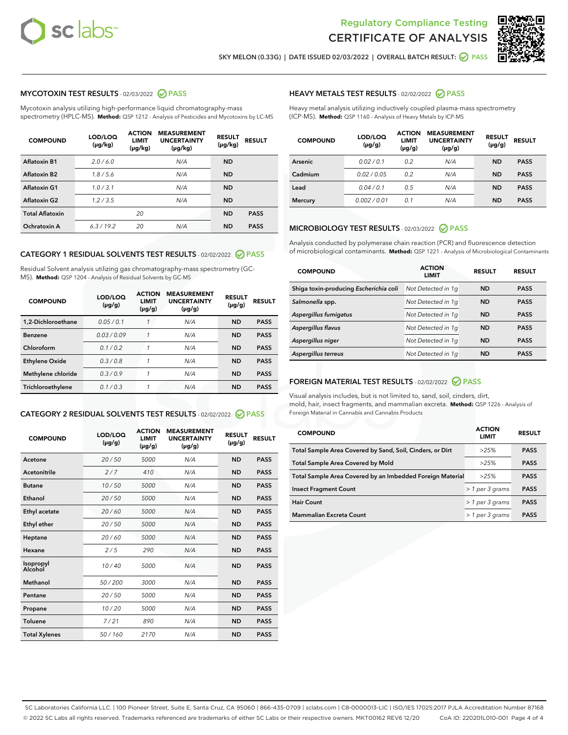Regulatory Compliance Testing
# CERTIFICATE OF ANALYSIS

SKY MELON (0.33G) | DATE ISSUED 02/03/2022 | OVERALL BATCH RESULT: PASS

## MYCOTOXIN TEST RESULTS - 02/03/2022 PASS

Mycotoxin analysis utilizing high-performance liquid chromatography-mass spectrometry (HPLC-MS). **Method:** QSP 1212 - Analysis of Pesticides and Mycotoxins by LC-MS

| COMPOUND | LOD/LOQ (µg/kg) | ACTION LIMIT (µg/kg) | MEASUREMENT UNCERTAINTY (µg/kg) | RESULT (µg/kg) | RESULT |
|---|---|---|---|---|---|
| Aflatoxin B1 | 2.0 / 6.0 | | N/A | ND | |
| Aflatoxin B2 | 1.8 / 5.6 | | N/A | ND | |
| Aflatoxin G1 | 1.0 / 3.1 | | N/A | ND | |
| Aflatoxin G2 | 1.2 / 3.5 | | N/A | ND | |
| Total Aflatoxin | | 20 | | ND | PASS |
| Ochratoxin A | 6.3 / 19.2 | 20 | N/A | ND | PASS |

## CATEGORY 1 RESIDUAL SOLVENTS TEST RESULTS - 02/02/2022 PASS

Residual Solvent analysis utilizing gas chromatography-mass spectrometry (GC-MS). **Method:** QSP 1204 - Analysis of Residual Solvents by GC-MS

| COMPOUND | LOD/LOQ (µg/g) | ACTION LIMIT (µg/g) | MEASUREMENT UNCERTAINTY (µg/g) | RESULT (µg/g) | RESULT |
|---|---|---|---|---|---|
| 1,2-Dichloroethane | 0.05 / 0.1 | 1 | N/A | ND | PASS |
| Benzene | 0.03 / 0.09 | 1 | N/A | ND | PASS |
| Chloroform | 0.1 / 0.2 | 1 | N/A | ND | PASS |
| Ethylene Oxide | 0.3 / 0.8 | 1 | N/A | ND | PASS |
| Methylene chloride | 0.3 / 0.9 | 1 | N/A | ND | PASS |
| Trichloroethylene | 0.1 / 0.3 | 1 | N/A | ND | PASS |

## CATEGORY 2 RESIDUAL SOLVENTS TEST RESULTS - 02/02/2022 PASS

| COMPOUND | LOD/LOQ (µg/g) | ACTION LIMIT (µg/g) | MEASUREMENT UNCERTAINTY (µg/g) | RESULT (µg/g) | RESULT |
|---|---|---|---|---|---|
| Acetone | 20 / 50 | 5000 | N/A | ND | PASS |
| Acetonitrile | 2 / 7 | 410 | N/A | ND | PASS |
| Butane | 10 / 50 | 5000 | N/A | ND | PASS |
| Ethanol | 20 / 50 | 5000 | N/A | ND | PASS |
| Ethyl acetate | 20 / 60 | 5000 | N/A | ND | PASS |
| Ethyl ether | 20 / 50 | 5000 | N/A | ND | PASS |
| Heptane | 20 / 60 | 5000 | N/A | ND | PASS |
| Hexane | 2 / 5 | 290 | N/A | ND | PASS |
| Isopropyl Alcohol | 10 / 40 | 5000 | N/A | ND | PASS |
| Methanol | 50 / 200 | 3000 | N/A | ND | PASS |
| Pentane | 20 / 50 | 5000 | N/A | ND | PASS |
| Propane | 10 / 20 | 5000 | N/A | ND | PASS |
| Toluene | 7 / 21 | 890 | N/A | ND | PASS |
| Total Xylenes | 50 / 160 | 2170 | N/A | ND | PASS |

## HEAVY METALS TEST RESULTS - 02/02/2022 PASS

Heavy metal analysis utilizing inductively coupled plasma-mass spectrometry (ICP-MS). **Method:** QSP 1160 - Analysis of Heavy Metals by ICP-MS

| COMPOUND | LOD/LOQ (µg/g) | ACTION LIMIT (µg/g) | MEASUREMENT UNCERTAINTY (µg/g) | RESULT (µg/g) | RESULT |
|---|---|---|---|---|---|
| Arsenic | 0.02 / 0.1 | 0.2 | N/A | ND | PASS |
| Cadmium | 0.02 / 0.05 | 0.2 | N/A | ND | PASS |
| Lead | 0.04 / 0.1 | 0.5 | N/A | ND | PASS |
| Mercury | 0.002 / 0.01 | 0.1 | N/A | ND | PASS |

## MICROBIOLOGY TEST RESULTS - 02/03/2022 PASS

Analysis conducted by polymerase chain reaction (PCR) and fluorescence detection of microbiological contaminants. **Method:** QSP 1221 - Analysis of Microbiological Contaminants

| COMPOUND | ACTION LIMIT | RESULT | RESULT |
|---|---|---|---|
| Shiga toxin-producing *Escherichia coli* | Not Detected in 1g | ND | PASS |
| *Salmonella* spp. | Not Detected in 1g | ND | PASS |
| *Aspergillus fumigatus* | Not Detected in 1g | ND | PASS |
| *Aspergillus flavus* | Not Detected in 1g | ND | PASS |
| *Aspergillus niger* | Not Detected in 1g | ND | PASS |
| *Aspergillus terreus* | Not Detected in 1g | ND | PASS |

## FOREIGN MATERIAL TEST RESULTS - 02/02/2022 PASS

Visual analysis includes, but is not limited to, sand, soil, cinders, dirt, mold, hair, insect fragments, and mammalian excreta. **Method:** QSP 1226 - Analysis of Foreign Material in Cannabis and Cannabis Products

| COMPOUND | ACTION LIMIT | RESULT |
|---|---|---|
| Total Sample Area Covered by Sand, Soil, Cinders, or Dirt | >25% | PASS |
| Total Sample Area Covered by Mold | >25% | PASS |
| Total Sample Area Covered by an Imbedded Foreign Material | >25% | PASS |
| Insect Fragment Count | > 1 per 3 grams | PASS |
| Hair Count | > 1 per 3 grams | PASS |
| Mammalian Excreta Count | > 1 per 3 grams | PASS |

SC Laboratories California LLC. | 100 Pioneer Street, Suite E, Santa Cruz, CA 95060 | 866-435-0709 | sclabs.com | C8-0000013-LIC | ISO/IES 17025:2017 PJLA Accreditation Number 87168
© 2022 SC Labs all rights reserved. Trademarks referenced are trademarks of either SC Labs or their respective owners. MKT00162 REV6 12/20 CoA ID: 220201L010-001